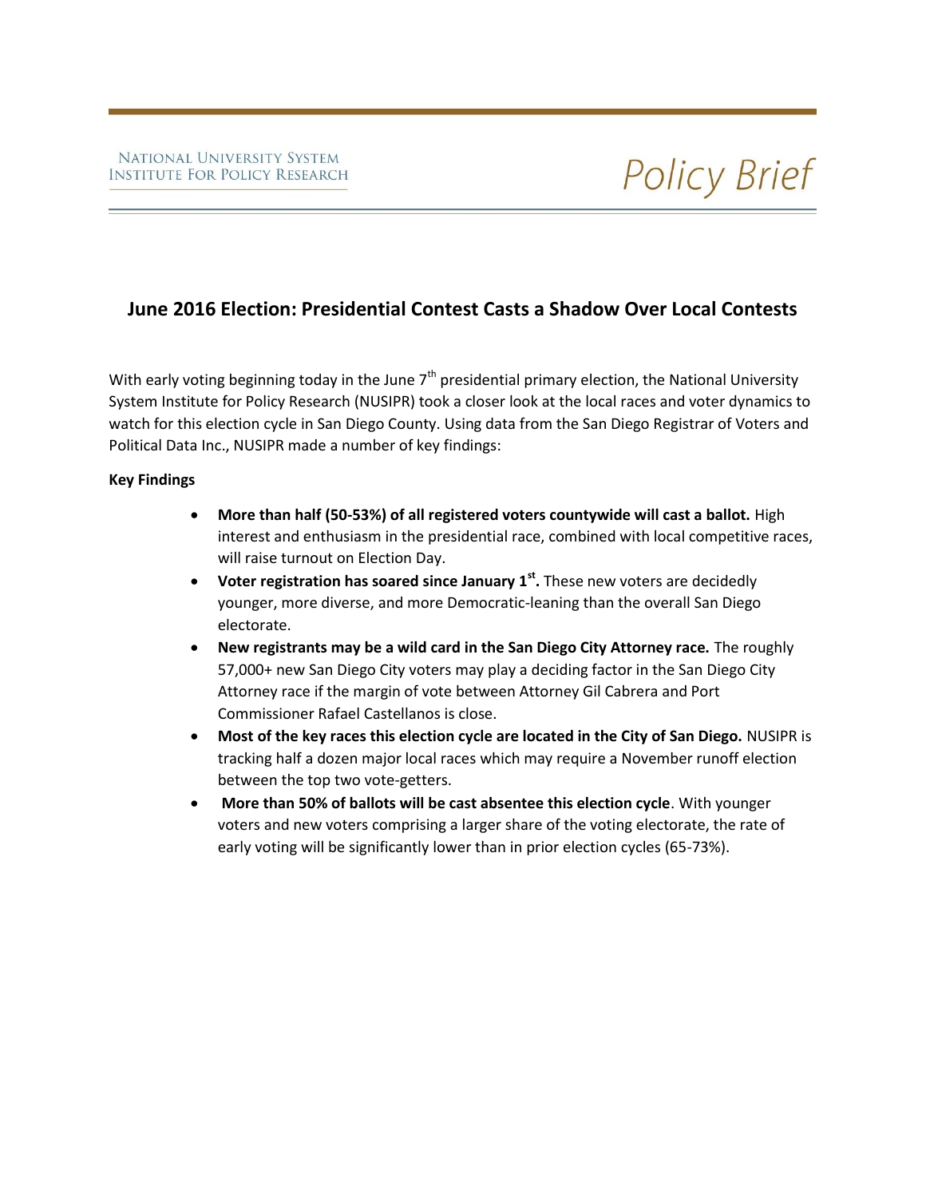NATIONAL UNIVERSITY SYSTEM
INSTITUTE FOR POLICY RESEARCH

*Policy Brief*

## June 2016 Election: Presidential Contest Casts a Shadow Over Local Contests

With early voting beginning today in the June 7th presidential primary election, the National University System Institute for Policy Research (NUSIPR) took a closer look at the local races and voter dynamics to watch for this election cycle in San Diego County. Using data from the San Diego Registrar of Voters and Political Data Inc., NUSIPR made a number of key findings:

**Key Findings**

- **More than half (50-53%) of all registered voters countywide will cast a ballot.** High interest and enthusiasm in the presidential race, combined with local competitive races, will raise turnout on Election Day.
- **Voter registration has soared since January 1st.** These new voters are decidedly younger, more diverse, and more Democratic-leaning than the overall San Diego electorate.
- **New registrants may be a wild card in the San Diego City Attorney race.** The roughly 57,000+ new San Diego City voters may play a deciding factor in the San Diego City Attorney race if the margin of vote between Attorney Gil Cabrera and Port Commissioner Rafael Castellanos is close.
- **Most of the key races this election cycle are located in the City of San Diego.** NUSIPR is tracking half a dozen major local races which may require a November runoff election between the top two vote-getters.
- **More than 50% of ballots will be cast absentee this election cycle**. With younger voters and new voters comprising a larger share of the voting electorate, the rate of early voting will be significantly lower than in prior election cycles (65-73%).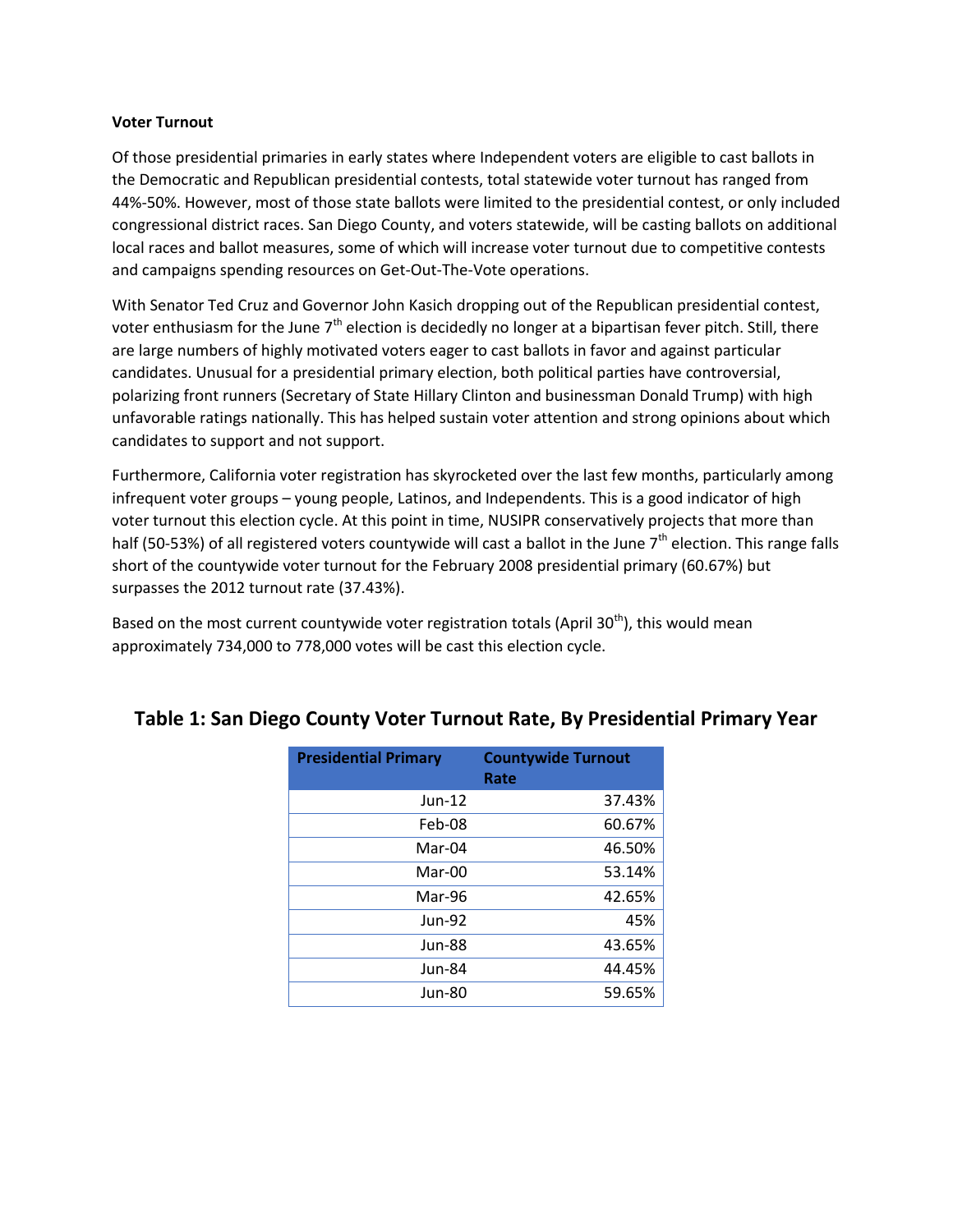**Voter Turnout**

Of those presidential primaries in early states where Independent voters are eligible to cast ballots in the Democratic and Republican presidential contests, total statewide voter turnout has ranged from 44%-50%. However, most of those state ballots were limited to the presidential contest, or only included congressional district races. San Diego County, and voters statewide, will be casting ballots on additional local races and ballot measures, some of which will increase voter turnout due to competitive contests and campaigns spending resources on Get-Out-The-Vote operations.

With Senator Ted Cruz and Governor John Kasich dropping out of the Republican presidential contest, voter enthusiasm for the June 7th election is decidedly no longer at a bipartisan fever pitch. Still, there are large numbers of highly motivated voters eager to cast ballots in favor and against particular candidates. Unusual for a presidential primary election, both political parties have controversial, polarizing front runners (Secretary of State Hillary Clinton and businessman Donald Trump) with high unfavorable ratings nationally. This has helped sustain voter attention and strong opinions about which candidates to support and not support.

Furthermore, California voter registration has skyrocketed over the last few months, particularly among infrequent voter groups – young people, Latinos, and Independents. This is a good indicator of high voter turnout this election cycle. At this point in time, NUSIPR conservatively projects that more than half (50-53%) of all registered voters countywide will cast a ballot in the June 7th election. This range falls short of the countywide voter turnout for the February 2008 presidential primary (60.67%) but surpasses the 2012 turnout rate (37.43%).

Based on the most current countywide voter registration totals (April 30th), this would mean approximately 734,000 to 778,000 votes will be cast this election cycle.

## Table 1: San Diego County Voter Turnout Rate, By Presidential Primary Year

| Presidential Primary | Countywide Turnout Rate |
|---:|---:|
| Jun-12 | 37.43% |
| Feb-08 | 60.67% |
| Mar-04 | 46.50% |
| Mar-00 | 53.14% |
| Mar-96 | 42.65% |
| Jun-92 | 45% |
| Jun-88 | 43.65% |
| Jun-84 | 44.45% |
| Jun-80 | 59.65% |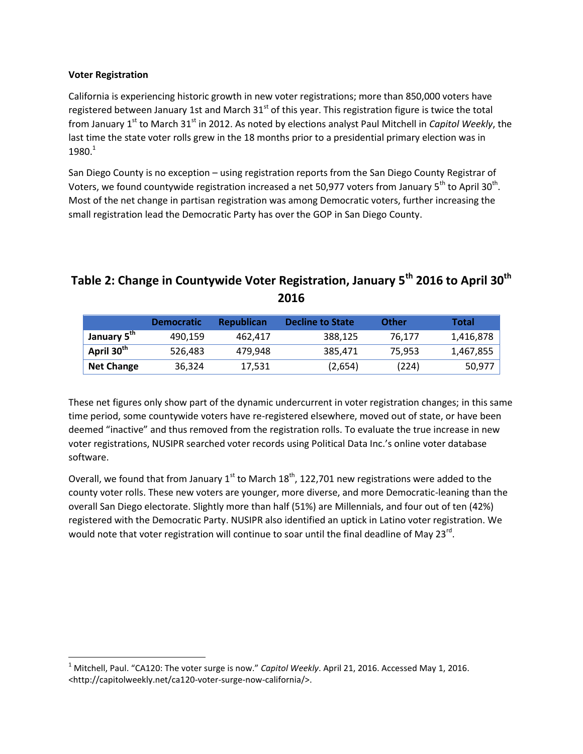**Voter Registration**

California is experiencing historic growth in new voter registrations; more than 850,000 voters have registered between January 1st and March 31st of this year. This registration figure is twice the total from January 1st to March 31st in 2012. As noted by elections analyst Paul Mitchell in *Capitol Weekly*, the last time the state voter rolls grew in the 18 months prior to a presidential primary election was in 1980.[1]

San Diego County is no exception – using registration reports from the San Diego County Registrar of Voters, we found countywide registration increased a net 50,977 voters from January 5th to April 30th. Most of the net change in partisan registration was among Democratic voters, further increasing the small registration lead the Democratic Party has over the GOP in San Diego County.

## Table 2: Change in Countywide Voter Registration, January 5th 2016 to April 30th 2016

| | Democratic | Republican | Decline to State | Other | Total |
|---|---|---|---|---|---|
| **January 5th** | 490,159 | 462,417 | 388,125 | 76,177 | 1,416,878 |
| **April 30th** | 526,483 | 479,948 | 385,471 | 75,953 | 1,467,855 |
| **Net Change** | 36,324 | 17,531 | (2,654) | (224) | 50,977 |

These net figures only show part of the dynamic undercurrent in voter registration changes; in this same time period, some countywide voters have re-registered elsewhere, moved out of state, or have been deemed "inactive" and thus removed from the registration rolls. To evaluate the true increase in new voter registrations, NUSIPR searched voter records using Political Data Inc.'s online voter database software.

Overall, we found that from January 1st to March 18th, 122,701 new registrations were added to the county voter rolls. These new voters are younger, more diverse, and more Democratic-leaning than the overall San Diego electorate. Slightly more than half (51%) are Millennials, and four out of ten (42%) registered with the Democratic Party. NUSIPR also identified an uptick in Latino voter registration. We would note that voter registration will continue to soar until the final deadline of May 23rd.

---

[1] Mitchell, Paul. "CA120: The voter surge is now." *Capitol Weekly*. April 21, 2016. Accessed May 1, 2016. <http://capitolweekly.net/ca120-voter-surge-now-california/>.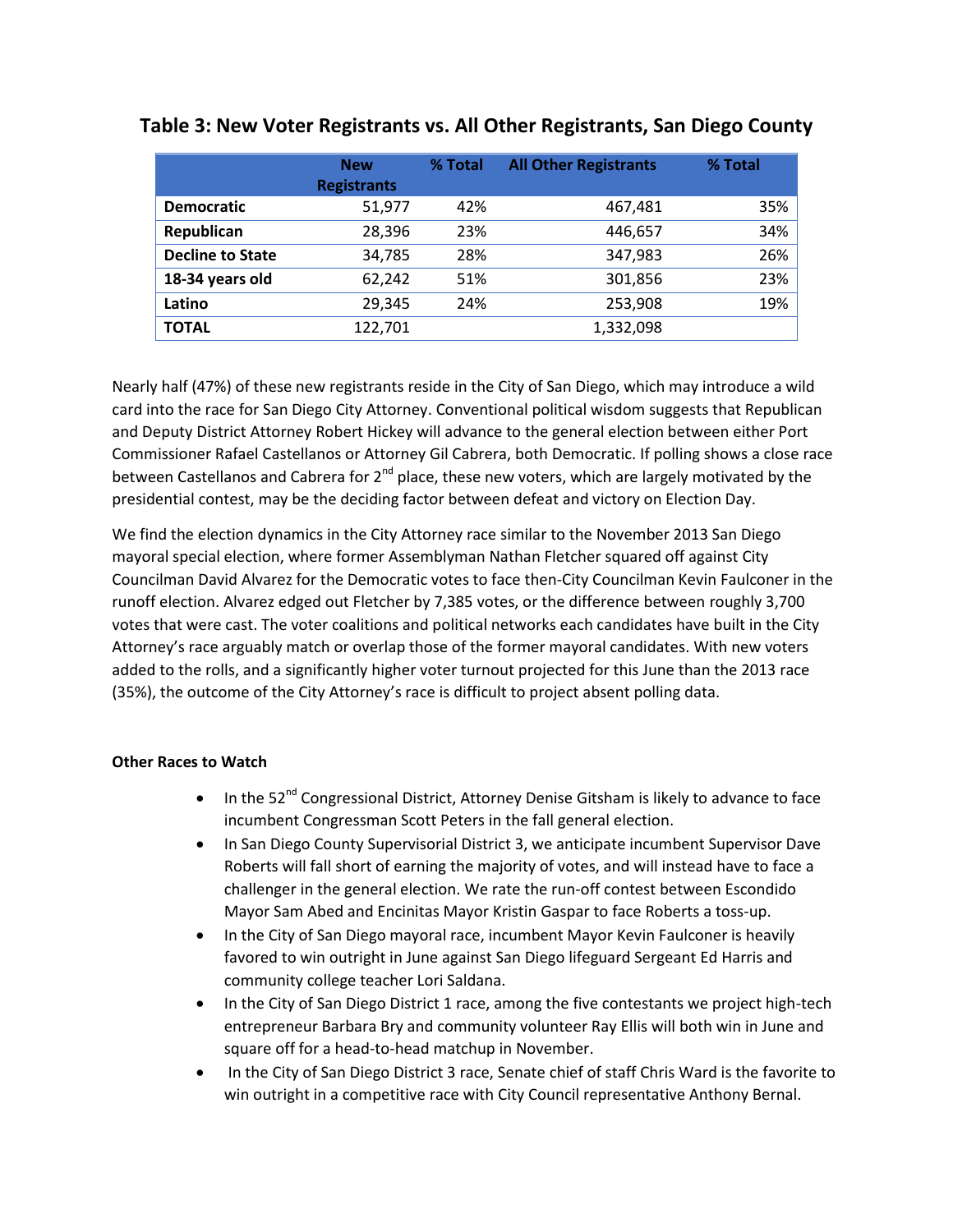## Table 3: New Voter Registrants vs. All Other Registrants, San Diego County

| | New Registrants | % Total | All Other Registrants | % Total |
|---|---|---|---|---|
| **Democratic** | 51,977 | 42% | 467,481 | 35% |
| **Republican** | 28,396 | 23% | 446,657 | 34% |
| **Decline to State** | 34,785 | 28% | 347,983 | 26% |
| **18-34 years old** | 62,242 | 51% | 301,856 | 23% |
| **Latino** | 29,345 | 24% | 253,908 | 19% |
| **TOTAL** | 122,701 | | 1,332,098 | |

Nearly half (47%) of these new registrants reside in the City of San Diego, which may introduce a wild card into the race for San Diego City Attorney. Conventional political wisdom suggests that Republican and Deputy District Attorney Robert Hickey will advance to the general election between either Port Commissioner Rafael Castellanos or Attorney Gil Cabrera, both Democratic. If polling shows a close race between Castellanos and Cabrera for 2nd place, these new voters, which are largely motivated by the presidential contest, may be the deciding factor between defeat and victory on Election Day.

We find the election dynamics in the City Attorney race similar to the November 2013 San Diego mayoral special election, where former Assemblyman Nathan Fletcher squared off against City Councilman David Alvarez for the Democratic votes to face then-City Councilman Kevin Faulconer in the runoff election. Alvarez edged out Fletcher by 7,385 votes, or the difference between roughly 3,700 votes that were cast. The voter coalitions and political networks each candidates have built in the City Attorney's race arguably match or overlap those of the former mayoral candidates. With new voters added to the rolls, and a significantly higher voter turnout projected for this June than the 2013 race (35%), the outcome of the City Attorney's race is difficult to project absent polling data.

**Other Races to Watch**

- In the 52nd Congressional District, Attorney Denise Gitsham is likely to advance to face incumbent Congressman Scott Peters in the fall general election.
- In San Diego County Supervisorial District 3, we anticipate incumbent Supervisor Dave Roberts will fall short of earning the majority of votes, and will instead have to face a challenger in the general election. We rate the run-off contest between Escondido Mayor Sam Abed and Encinitas Mayor Kristin Gaspar to face Roberts a toss-up.
- In the City of San Diego mayoral race, incumbent Mayor Kevin Faulconer is heavily favored to win outright in June against San Diego lifeguard Sergeant Ed Harris and community college teacher Lori Saldana.
- In the City of San Diego District 1 race, among the five contestants we project high-tech entrepreneur Barbara Bry and community volunteer Ray Ellis will both win in June and square off for a head-to-head matchup in November.
- In the City of San Diego District 3 race, Senate chief of staff Chris Ward is the favorite to win outright in a competitive race with City Council representative Anthony Bernal.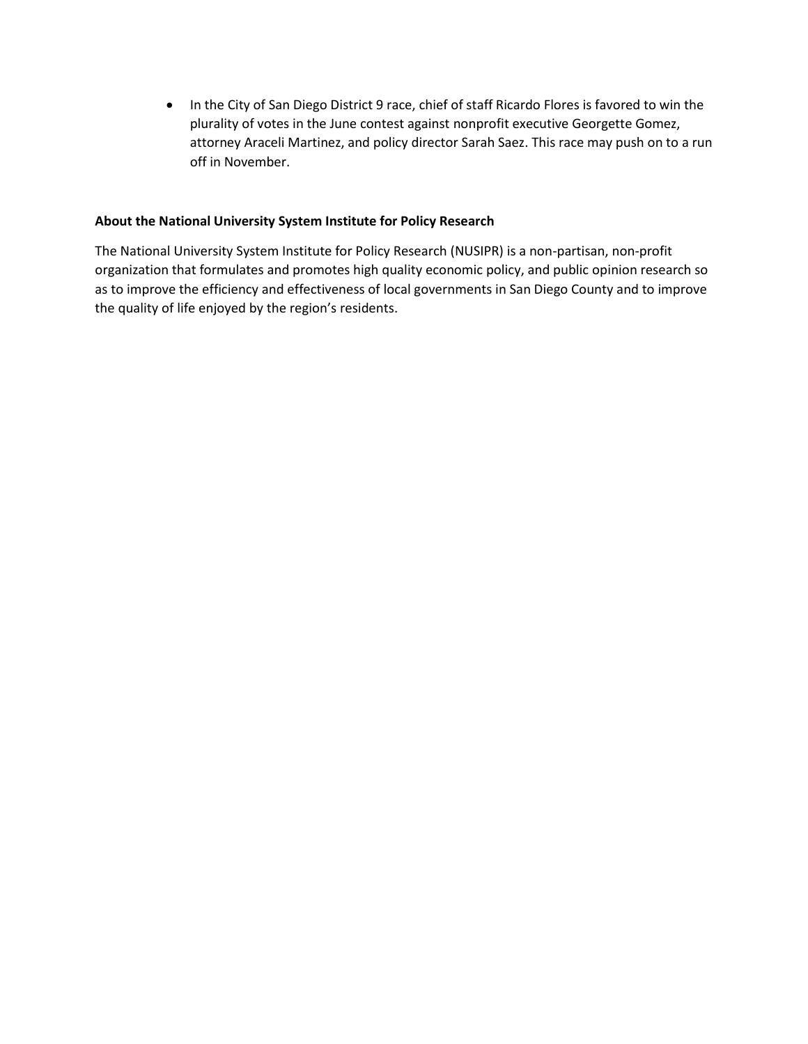- In the City of San Diego District 9 race, chief of staff Ricardo Flores is favored to win the plurality of votes in the June contest against nonprofit executive Georgette Gomez, attorney Araceli Martinez, and policy director Sarah Saez. This race may push on to a run off in November.

**About the National University System Institute for Policy Research**

The National University System Institute for Policy Research (NUSIPR) is a non-partisan, non-profit organization that formulates and promotes high quality economic policy, and public opinion research so as to improve the efficiency and effectiveness of local governments in San Diego County and to improve the quality of life enjoyed by the region's residents.